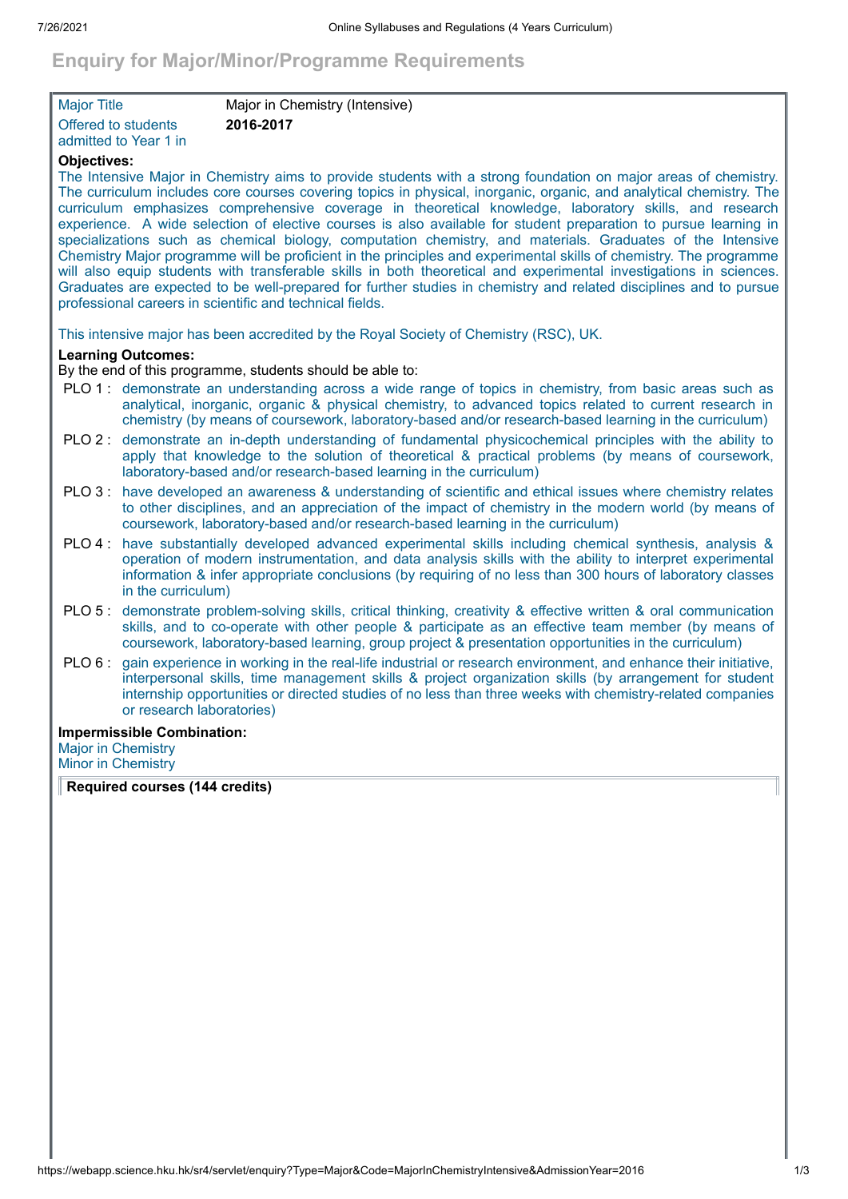# Enquiry for Major/Minor/Programme Requirements

| | |
|---|---|
| Major Title | Major in Chemistry (Intensive) |
| Offered to students admitted to Year 1 in | **2016-2017** |

**Objectives:**

The Intensive Major in Chemistry aims to provide students with a strong foundation on major areas of chemistry. The curriculum includes core courses covering topics in physical, inorganic, organic, and analytical chemistry. The curriculum emphasizes comprehensive coverage in theoretical knowledge, laboratory skills, and research experience. A wide selection of elective courses is also available for student preparation to pursue learning in specializations such as chemical biology, computation chemistry, and materials. Graduates of the Intensive Chemistry Major programme will be proficient in the principles and experimental skills of chemistry. The programme will also equip students with transferable skills in both theoretical and experimental investigations in sciences. Graduates are expected to be well-prepared for further studies in chemistry and related disciplines and to pursue professional careers in scientific and technical fields.

This intensive major has been accredited by the Royal Society of Chemistry (RSC), UK.

**Learning Outcomes:**

By the end of this programme, students should be able to:

- PLO 1 : demonstrate an understanding across a wide range of topics in chemistry, from basic areas such as analytical, inorganic, organic & physical chemistry, to advanced topics related to current research in chemistry (by means of coursework, laboratory-based and/or research-based learning in the curriculum)
- PLO 2 : demonstrate an in-depth understanding of fundamental physicochemical principles with the ability to apply that knowledge to the solution of theoretical & practical problems (by means of coursework, laboratory-based and/or research-based learning in the curriculum)
- PLO 3 : have developed an awareness & understanding of scientific and ethical issues where chemistry relates to other disciplines, and an appreciation of the impact of chemistry in the modern world (by means of coursework, laboratory-based and/or research-based learning in the curriculum)
- PLO 4 : have substantially developed advanced experimental skills including chemical synthesis, analysis & operation of modern instrumentation, and data analysis skills with the ability to interpret experimental information & infer appropriate conclusions (by requiring of no less than 300 hours of laboratory classes in the curriculum)
- PLO 5 : demonstrate problem-solving skills, critical thinking, creativity & effective written & oral communication skills, and to co-operate with other people & participate as an effective team member (by means of coursework, laboratory-based learning, group project & presentation opportunities in the curriculum)
- PLO 6 : gain experience in working in the real-life industrial or research environment, and enhance their initiative, interpersonal skills, time management skills & project organization skills (by arrangement for student internship opportunities or directed studies of no less than three weeks with chemistry-related companies or research laboratories)

**Impermissible Combination:**

Major in Chemistry
Minor in Chemistry

**Required courses (144 credits)**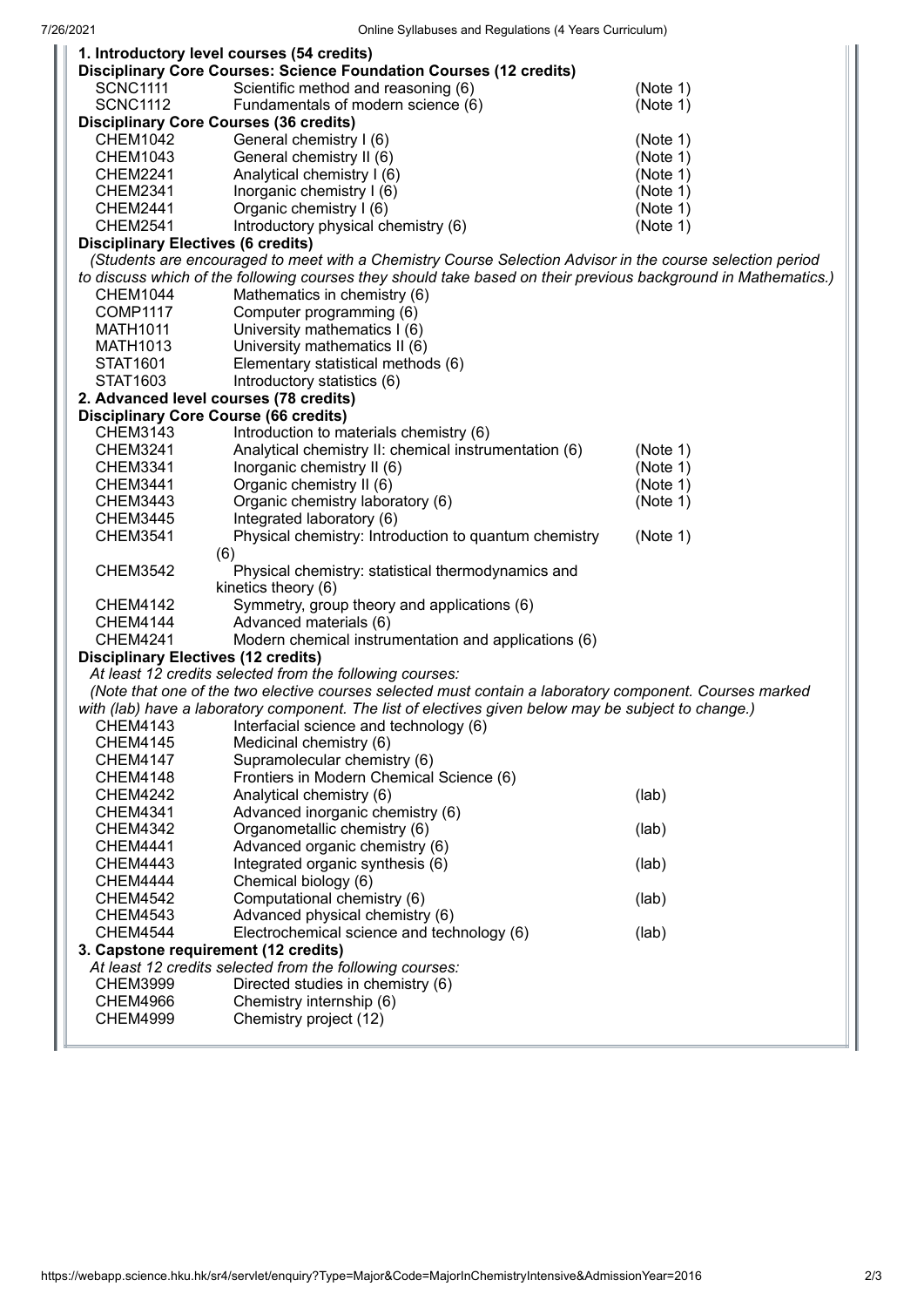**1. Introductory level courses (54 credits)**

**Disciplinary Core Courses: Science Foundation Courses (12 credits)**

| | | |
|---|---|---|
| SCNC1111 | Scientific method and reasoning (6) | (Note 1) |
| SCNC1112 | Fundamentals of modern science (6) | (Note 1) |

**Disciplinary Core Courses (36 credits)**

| | | |
|---|---|---|
| CHEM1042 | General chemistry I (6) | (Note 1) |
| CHEM1043 | General chemistry II (6) | (Note 1) |
| CHEM2241 | Analytical chemistry I (6) | (Note 1) |
| CHEM2341 | Inorganic chemistry I (6) | (Note 1) |
| CHEM2441 | Organic chemistry I (6) | (Note 1) |
| CHEM2541 | Introductory physical chemistry (6) | (Note 1) |

**Disciplinary Electives (6 credits)**

*(Students are encouraged to meet with a Chemistry Course Selection Advisor in the course selection period to discuss which of the following courses they should take based on their previous background in Mathematics.)*

| | |
|---|---|
| CHEM1044 | Mathematics in chemistry (6) |
| COMP1117 | Computer programming (6) |
| MATH1011 | University mathematics I (6) |
| MATH1013 | University mathematics II (6) |
| STAT1601 | Elementary statistical methods (6) |
| STAT1603 | Introductory statistics (6) |

**2. Advanced level courses (78 credits)**

**Disciplinary Core Course (66 credits)**

| | | |
|---|---|---|
| CHEM3143 | Introduction to materials chemistry (6) | |
| CHEM3241 | Analytical chemistry II: chemical instrumentation (6) | (Note 1) |
| CHEM3341 | Inorganic chemistry II (6) | (Note 1) |
| CHEM3441 | Organic chemistry II (6) | (Note 1) |
| CHEM3443 | Organic chemistry laboratory (6) | (Note 1) |
| CHEM3445 | Integrated laboratory (6) | |
| CHEM3541 | Physical chemistry: Introduction to quantum chemistry (6) | (Note 1) |
| CHEM3542 | Physical chemistry: statistical thermodynamics and kinetics theory (6) | |
| CHEM4142 | Symmetry, group theory and applications (6) | |
| CHEM4144 | Advanced materials (6) | |
| CHEM4241 | Modern chemical instrumentation and applications (6) | |

**Disciplinary Electives (12 credits)**

*At least 12 credits selected from the following courses:*

*(Note that one of the two elective courses selected must contain a laboratory component. Courses marked with (lab) have a laboratory component. The list of electives given below may be subject to change.)*

| | | |
|---|---|---|
| CHEM4143 | Interfacial science and technology (6) | |
| CHEM4145 | Medicinal chemistry (6) | |
| CHEM4147 | Supramolecular chemistry (6) | |
| CHEM4148 | Frontiers in Modern Chemical Science (6) | |
| CHEM4242 | Analytical chemistry (6) | (lab) |
| CHEM4341 | Advanced inorganic chemistry (6) | |
| CHEM4342 | Organometallic chemistry (6) | (lab) |
| CHEM4441 | Advanced organic chemistry (6) | |
| CHEM4443 | Integrated organic synthesis (6) | (lab) |
| CHEM4444 | Chemical biology (6) | |
| CHEM4542 | Computational chemistry (6) | (lab) |
| CHEM4543 | Advanced physical chemistry (6) | |
| CHEM4544 | Electrochemical science and technology (6) | (lab) |

**3. Capstone requirement (12 credits)**

*At least 12 credits selected from the following courses:*

| | |
|---|---|
| CHEM3999 | Directed studies in chemistry (6) |
| CHEM4966 | Chemistry internship (6) |
| CHEM4999 | Chemistry project (12) |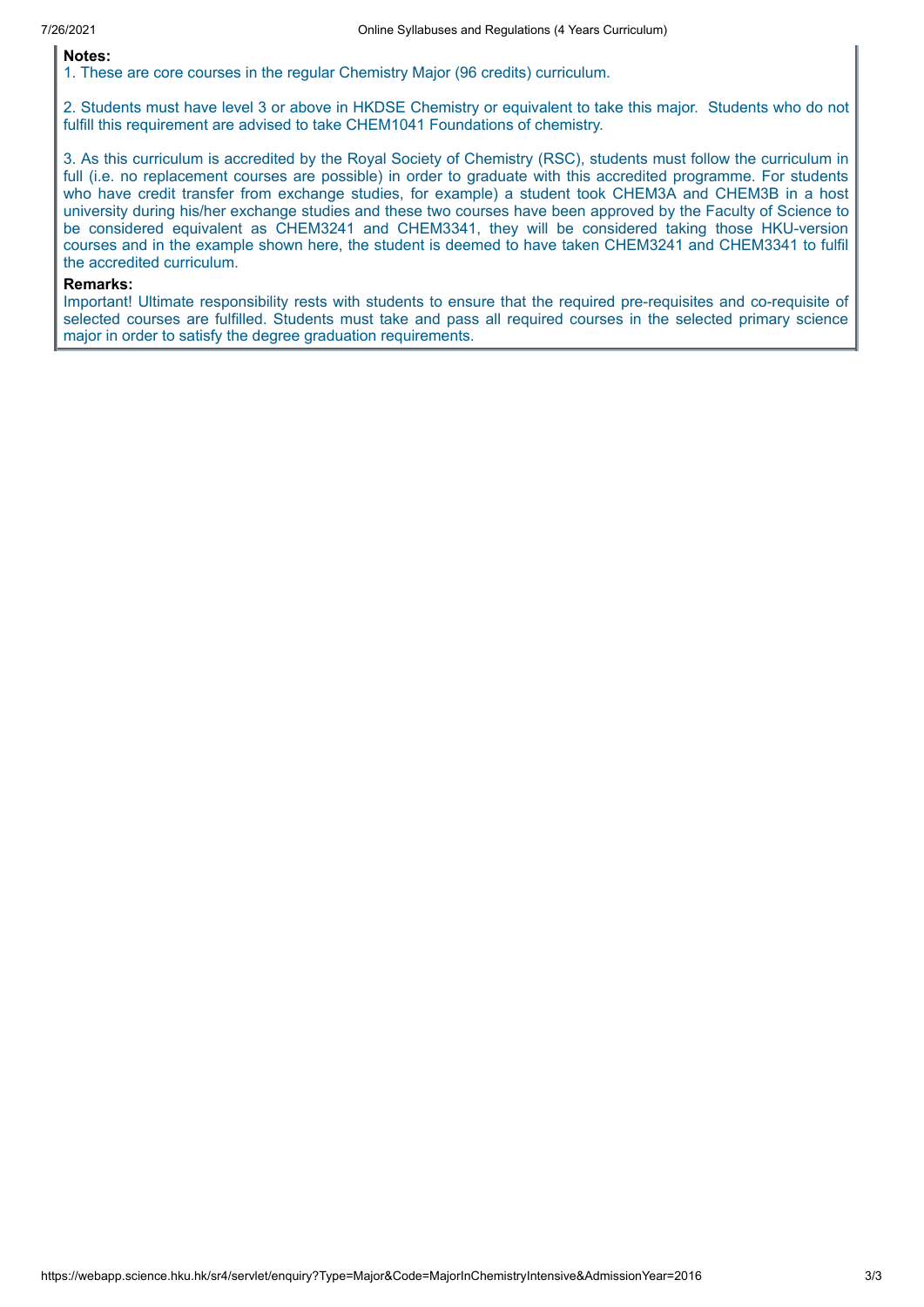**Notes:**

1. These are core courses in the regular Chemistry Major (96 credits) curriculum.

2. Students must have level 3 or above in HKDSE Chemistry or equivalent to take this major. Students who do not fulfill this requirement are advised to take CHEM1041 Foundations of chemistry.

3. As this curriculum is accredited by the Royal Society of Chemistry (RSC), students must follow the curriculum in full (i.e. no replacement courses are possible) in order to graduate with this accredited programme. For students who have credit transfer from exchange studies, for example) a student took CHEM3A and CHEM3B in a host university during his/her exchange studies and these two courses have been approved by the Faculty of Science to be considered equivalent as CHEM3241 and CHEM3341, they will be considered taking those HKU-version courses and in the example shown here, the student is deemed to have taken CHEM3241 and CHEM3341 to fulfil the accredited curriculum.

**Remarks:**

Important! Ultimate responsibility rests with students to ensure that the required pre-requisites and co-requisite of selected courses are fulfilled. Students must take and pass all required courses in the selected primary science major in order to satisfy the degree graduation requirements.